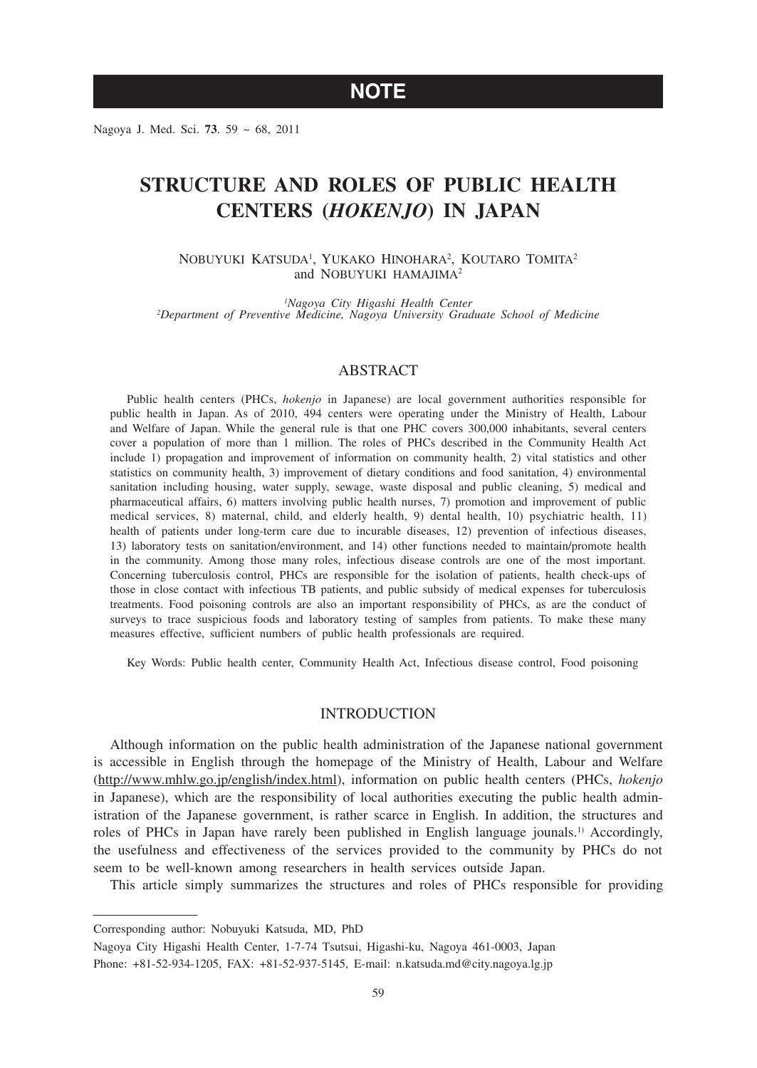**NOTE**

# STRUCTURE AND ROLES OF PUBLIC HEALTH CENTERS (*HOKENJO*) IN JAPAN

NOBUYUKI KATSUDA[1], YUKAKO HINOHARA[2], KOUTARO TOMITA[2] and NOBUYUKI HAMAJIMA[2]

[1]*Nagoya City Higashi Health Center*
[2]*Department of Preventive Medicine, Nagoya University Graduate School of Medicine*

## ABSTRACT

Public health centers (PHCs, *hokenjo* in Japanese) are local government authorities responsible for public health in Japan. As of 2010, 494 centers were operating under the Ministry of Health, Labour and Welfare of Japan. While the general rule is that one PHC covers 300,000 inhabitants, several centers cover a population of more than 1 million. The roles of PHCs described in the Community Health Act include 1) propagation and improvement of information on community health, 2) vital statistics and other statistics on community health, 3) improvement of dietary conditions and food sanitation, 4) environmental sanitation including housing, water supply, sewage, waste disposal and public cleaning, 5) medical and pharmaceutical affairs, 6) matters involving public health nurses, 7) promotion and improvement of public medical services, 8) maternal, child, and elderly health, 9) dental health, 10) psychiatric health, 11) health of patients under long-term care due to incurable diseases, 12) prevention of infectious diseases, 13) laboratory tests on sanitation/environment, and 14) other functions needed to maintain/promote health in the community. Among those many roles, infectious disease controls are one of the most important. Concerning tuberculosis control, PHCs are responsible for the isolation of patients, health check-ups of those in close contact with infectious TB patients, and public subsidy of medical expenses for tuberculosis treatments. Food poisoning controls are also an important responsibility of PHCs, as are the conduct of surveys to trace suspicious foods and laboratory testing of samples from patients. To make these many measures effective, sufficient numbers of public health professionals are required.

Key Words: Public health center, Community Health Act, Infectious disease control, Food poisoning

## INTRODUCTION

Although information on the public health administration of the Japanese national government is accessible in English through the homepage of the Ministry of Health, Labour and Welfare (http://www.mhlw.go.jp/english/index.html), information on public health centers (PHCs, *hokenjo* in Japanese), which are the responsibility of local authorities executing the public health administration of the Japanese government, is rather scarce in English. In addition, the structures and roles of PHCs in Japan have rarely been published in English language jounals.[1)] Accordingly, the usefulness and effectiveness of the services provided to the community by PHCs do not seem to be well-known among researchers in health services outside Japan.

This article simply summarizes the structures and roles of PHCs responsible for providing

---

Corresponding author: Nobuyuki Katsuda, MD, PhD

Nagoya City Higashi Health Center, 1-7-74 Tsutsui, Higashi-ku, Nagoya 461-0003, Japan

Phone: +81-52-934-1205, FAX: +81-52-937-5145, E-mail: n.katsuda.md@city.nagoya.lg.jp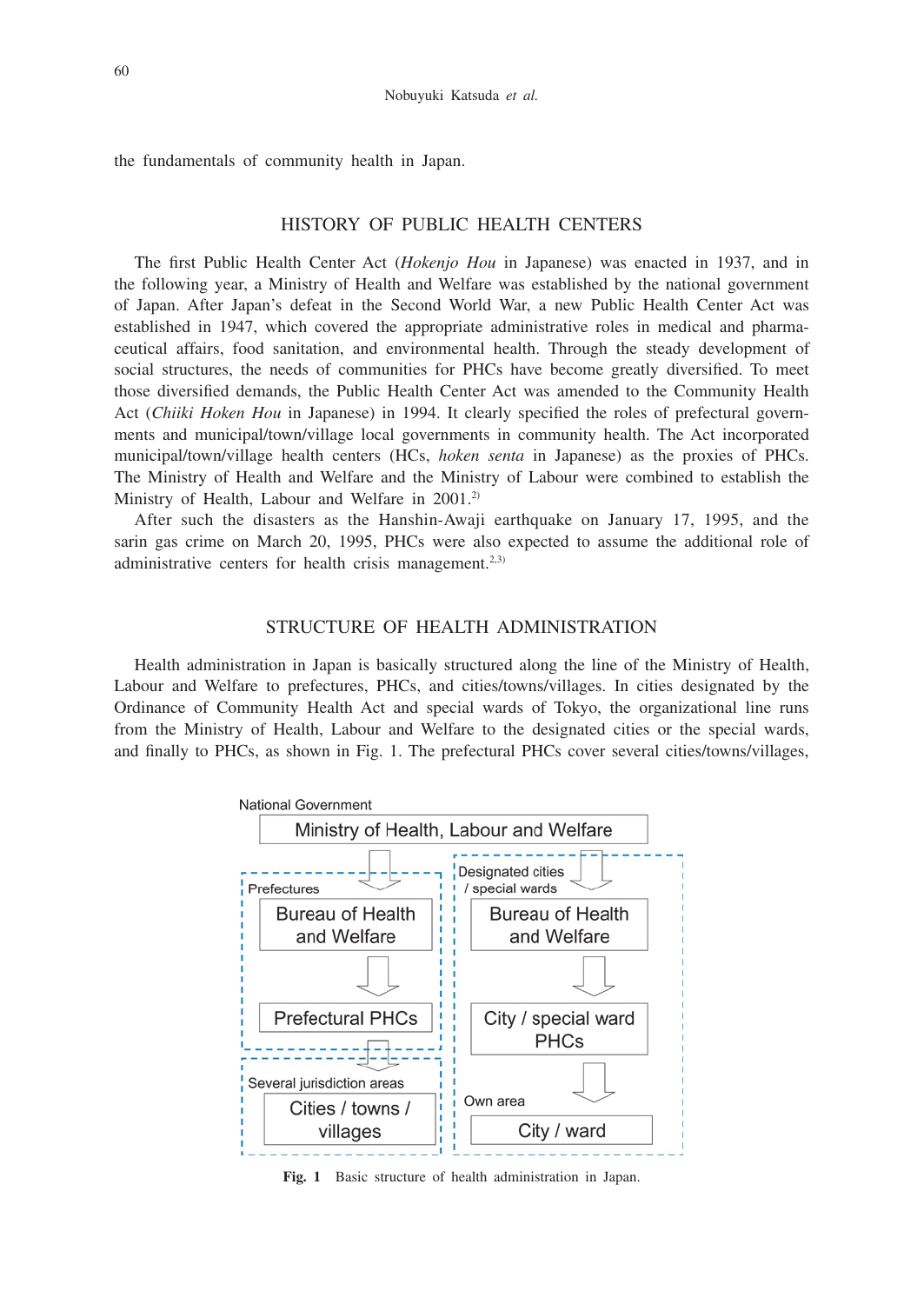the fundamentals of community health in Japan.

## HISTORY OF PUBLIC HEALTH CENTERS

The first Public Health Center Act (*Hokenjo Hou* in Japanese) was enacted in 1937, and in the following year, a Ministry of Health and Welfare was established by the national government of Japan. After Japan's defeat in the Second World War, a new Public Health Center Act was established in 1947, which covered the appropriate administrative roles in medical and pharmaceutical affairs, food sanitation, and environmental health. Through the steady development of social structures, the needs of communities for PHCs have become greatly diversified. To meet those diversified demands, the Public Health Center Act was amended to the Community Health Act (*Chiiki Hoken Hou* in Japanese) in 1994. It clearly specified the roles of prefectural governments and municipal/town/village local governments in community health. The Act incorporated municipal/town/village health centers (HCs, *hoken senta* in Japanese) as the proxies of PHCs. The Ministry of Health and Welfare and the Ministry of Labour were combined to establish the Ministry of Health, Labour and Welfare in 2001.[2)]

After such the disasters as the Hanshin-Awaji earthquake on January 17, 1995, and the sarin gas crime on March 20, 1995, PHCs were also expected to assume the additional role of administrative centers for health crisis management.[2,3)]

## STRUCTURE OF HEALTH ADMINISTRATION

Health administration in Japan is basically structured along the line of the Ministry of Health, Labour and Welfare to prefectures, PHCs, and cities/towns/villages. In cities designated by the Ordinance of Community Health Act and special wards of Tokyo, the organizational line runs from the Ministry of Health, Labour and Welfare to the designated cities or the special wards, and finally to PHCs, as shown in Fig. 1. The prefectural PHCs cover several cities/towns/villages,

National Government
Ministry of Health, Labour and Welfare

- Prefectures: Bureau of Health and Welfare → Prefectural PHCs
  - Several jurisdiction areas: Cities / towns / villages
- Designated cities / special wards: Bureau of Health and Welfare → City / special ward PHCs
  - Own area: City / ward

**Fig. 1** Basic structure of health administration in Japan.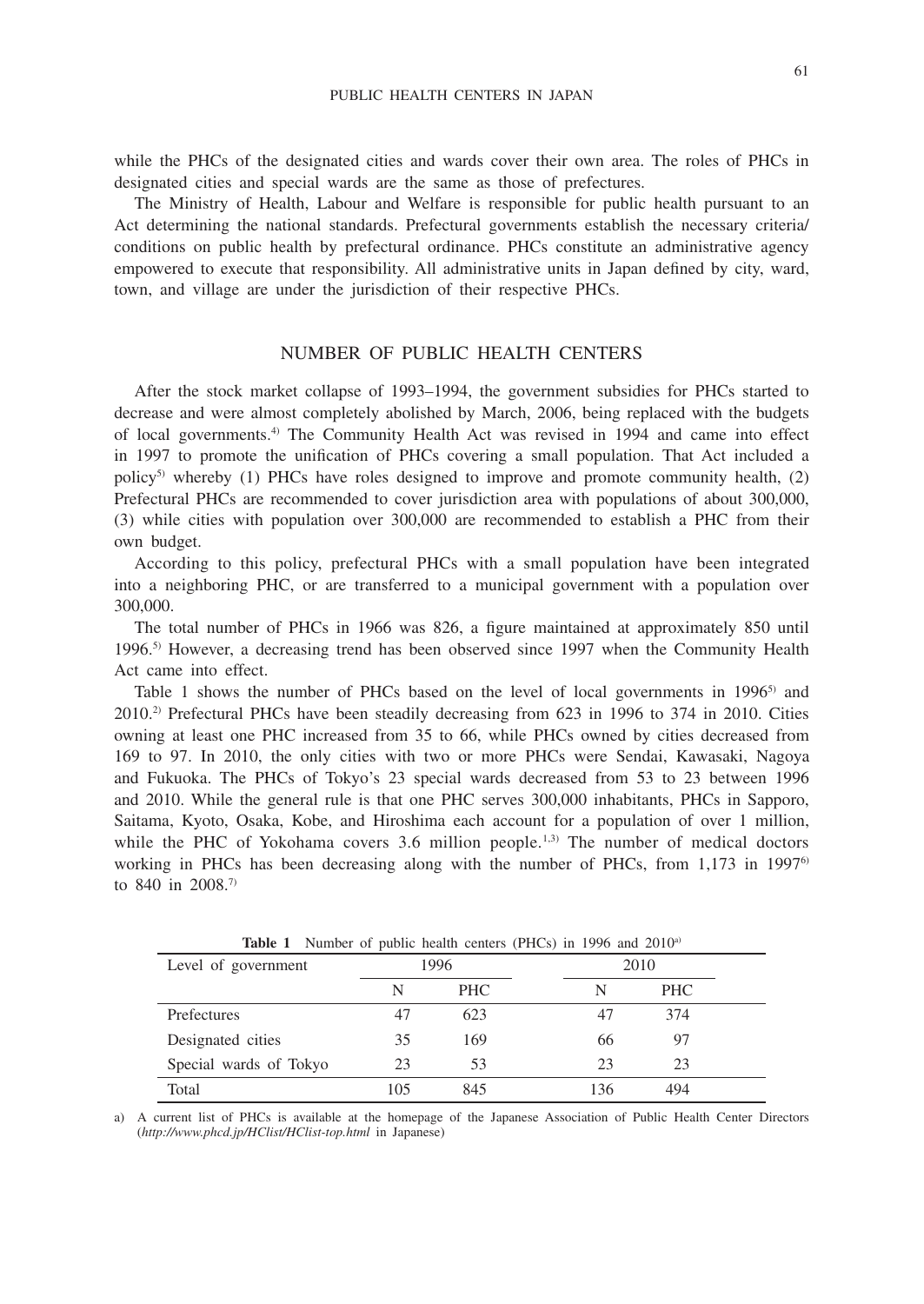while the PHCs of the designated cities and wards cover their own area. The roles of PHCs in designated cities and special wards are the same as those of prefectures.

The Ministry of Health, Labour and Welfare is responsible for public health pursuant to an Act determining the national standards. Prefectural governments establish the necessary criteria/ conditions on public health by prefectural ordinance. PHCs constitute an administrative agency empowered to execute that responsibility. All administrative units in Japan defined by city, ward, town, and village are under the jurisdiction of their respective PHCs.

## NUMBER OF PUBLIC HEALTH CENTERS

After the stock market collapse of 1993–1994, the government subsidies for PHCs started to decrease and were almost completely abolished by March, 2006, being replaced with the budgets of local governments.[4] The Community Health Act was revised in 1994 and came into effect in 1997 to promote the unification of PHCs covering a small population. That Act included a policy[5] whereby (1) PHCs have roles designed to improve and promote community health, (2) Prefectural PHCs are recommended to cover jurisdiction area with populations of about 300,000, (3) while cities with population over 300,000 are recommended to establish a PHC from their own budget.

According to this policy, prefectural PHCs with a small population have been integrated into a neighboring PHC, or are transferred to a municipal government with a population over 300,000.

The total number of PHCs in 1966 was 826, a figure maintained at approximately 850 until 1996.[5] However, a decreasing trend has been observed since 1997 when the Community Health Act came into effect.

Table 1 shows the number of PHCs based on the level of local governments in 1996[5] and 2010.[2] Prefectural PHCs have been steadily decreasing from 623 in 1996 to 374 in 2010. Cities owning at least one PHC increased from 35 to 66, while PHCs owned by cities decreased from 169 to 97. In 2010, the only cities with two or more PHCs were Sendai, Kawasaki, Nagoya and Fukuoka. The PHCs of Tokyo's 23 special wards decreased from 53 to 23 between 1996 and 2010. While the general rule is that one PHC serves 300,000 inhabitants, PHCs in Sapporo, Saitama, Kyoto, Osaka, Kobe, and Hiroshima each account for a population of over 1 million, while the PHC of Yokohama covers 3.6 million people.[1,3] The number of medical doctors working in PHCs has been decreasing along with the number of PHCs, from 1,173 in 1997[6] to 840 in 2008.[7]

**Table 1** Number of public health centers (PHCs) in 1996 and 2010[a]

| Level of government | 1996 | | 2010 | |
|---|---|---|---|---|
| | N | PHC | N | PHC |
| Prefectures | 47 | 623 | 47 | 374 |
| Designated cities | 35 | 169 | 66 | 97 |
| Special wards of Tokyo | 23 | 53 | 23 | 23 |
| Total | 105 | 845 | 136 | 494 |

a) A current list of PHCs is available at the homepage of the Japanese Association of Public Health Center Directors (*http://www.phcd.jp/HClist/HClist-top.html* in Japanese)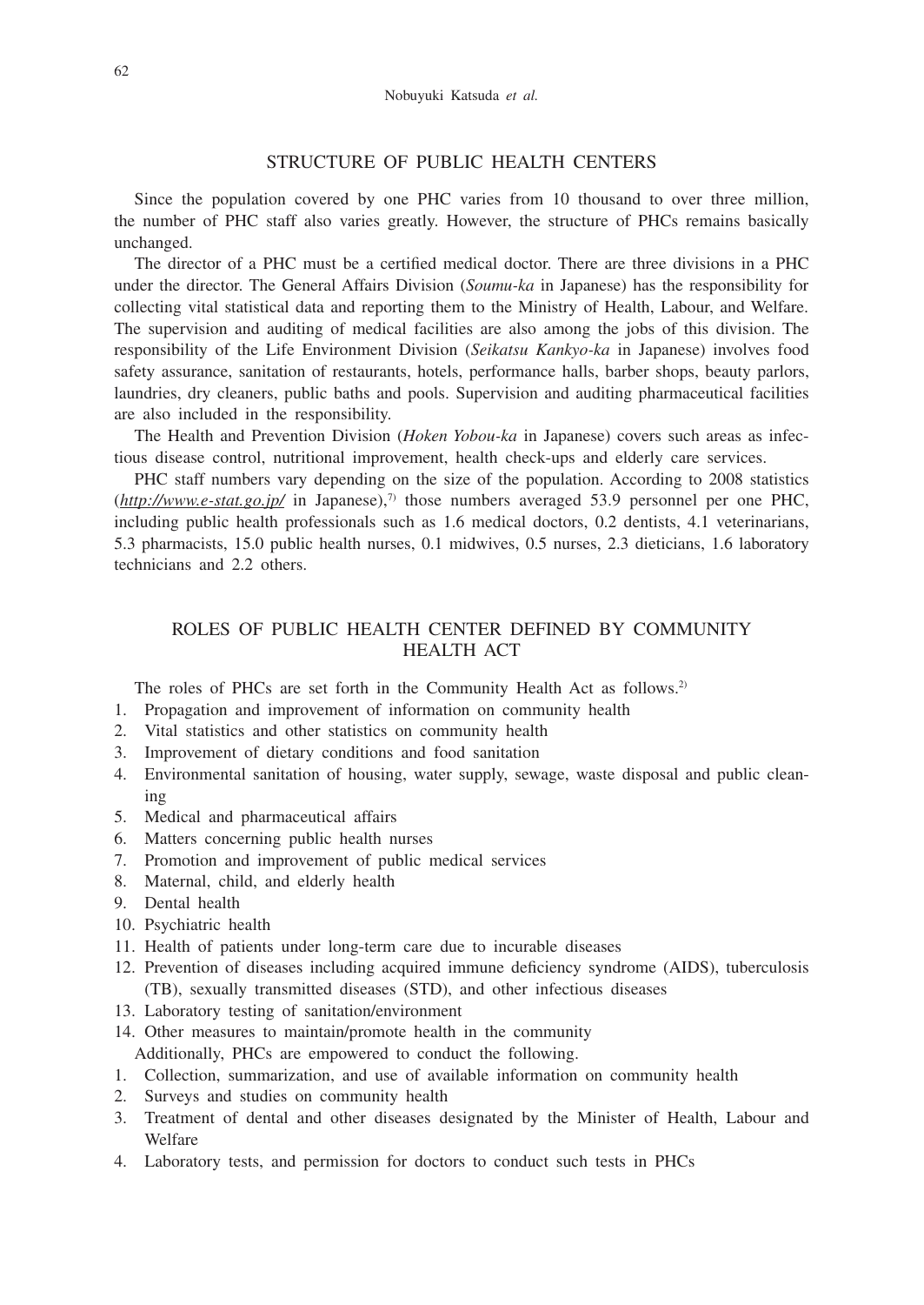## STRUCTURE OF PUBLIC HEALTH CENTERS

Since the population covered by one PHC varies from 10 thousand to over three million, the number of PHC staff also varies greatly. However, the structure of PHCs remains basically unchanged.

The director of a PHC must be a certified medical doctor. There are three divisions in a PHC under the director. The General Affairs Division (*Soumu-ka* in Japanese) has the responsibility for collecting vital statistical data and reporting them to the Ministry of Health, Labour, and Welfare. The supervision and auditing of medical facilities are also among the jobs of this division. The responsibility of the Life Environment Division (*Seikatsu Kankyo-ka* in Japanese) involves food safety assurance, sanitation of restaurants, hotels, performance halls, barber shops, beauty parlors, laundries, dry cleaners, public baths and pools. Supervision and auditing pharmaceutical facilities are also included in the responsibility.

The Health and Prevention Division (*Hoken Yobou-ka* in Japanese) covers such areas as infectious disease control, nutritional improvement, health check-ups and elderly care services.

PHC staff numbers vary depending on the size of the population. According to 2008 statistics (*http://www.e-stat.go.jp/* in Japanese),[7] those numbers averaged 53.9 personnel per one PHC, including public health professionals such as 1.6 medical doctors, 0.2 dentists, 4.1 veterinarians, 5.3 pharmacists, 15.0 public health nurses, 0.1 midwives, 0.5 nurses, 2.3 dieticians, 1.6 laboratory technicians and 2.2 others.

## ROLES OF PUBLIC HEALTH CENTER DEFINED BY COMMUNITY HEALTH ACT

The roles of PHCs are set forth in the Community Health Act as follows.[2]

1. Propagation and improvement of information on community health
2. Vital statistics and other statistics on community health
3. Improvement of dietary conditions and food sanitation
4. Environmental sanitation of housing, water supply, sewage, waste disposal and public cleaning
5. Medical and pharmaceutical affairs
6. Matters concerning public health nurses
7. Promotion and improvement of public medical services
8. Maternal, child, and elderly health
9. Dental health
10. Psychiatric health
11. Health of patients under long-term care due to incurable diseases
12. Prevention of diseases including acquired immune deficiency syndrome (AIDS), tuberculosis (TB), sexually transmitted diseases (STD), and other infectious diseases
13. Laboratory testing of sanitation/environment
14. Other measures to maintain/promote health in the community

Additionally, PHCs are empowered to conduct the following.

1. Collection, summarization, and use of available information on community health
2. Surveys and studies on community health
3. Treatment of dental and other diseases designated by the Minister of Health, Labour and Welfare
4. Laboratory tests, and permission for doctors to conduct such tests in PHCs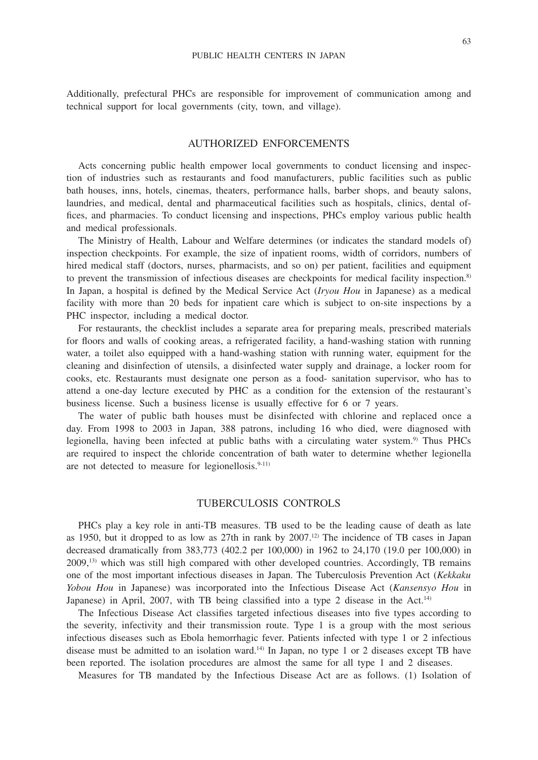Additionally, prefectural PHCs are responsible for improvement of communication among and technical support for local governments (city, town, and village).

## AUTHORIZED ENFORCEMENTS

Acts concerning public health empower local governments to conduct licensing and inspection of industries such as restaurants and food manufacturers, public facilities such as public bath houses, inns, hotels, cinemas, theaters, performance halls, barber shops, and beauty salons, laundries, and medical, dental and pharmaceutical facilities such as hospitals, clinics, dental offices, and pharmacies. To conduct licensing and inspections, PHCs employ various public health and medical professionals.

The Ministry of Health, Labour and Welfare determines (or indicates the standard models of) inspection checkpoints. For example, the size of inpatient rooms, width of corridors, numbers of hired medical staff (doctors, nurses, pharmacists, and so on) per patient, facilities and equipment to prevent the transmission of infectious diseases are checkpoints for medical facility inspection.[8] In Japan, a hospital is defined by the Medical Service Act (*Iryou Hou* in Japanese) as a medical facility with more than 20 beds for inpatient care which is subject to on-site inspections by a PHC inspector, including a medical doctor.

For restaurants, the checklist includes a separate area for preparing meals, prescribed materials for floors and walls of cooking areas, a refrigerated facility, a hand-washing station with running water, a toilet also equipped with a hand-washing station with running water, equipment for the cleaning and disinfection of utensils, a disinfected water supply and drainage, a locker room for cooks, etc. Restaurants must designate one person as a food- sanitation supervisor, who has to attend a one-day lecture executed by PHC as a condition for the extension of the restaurant's business license. Such a business license is usually effective for 6 or 7 years.

The water of public bath houses must be disinfected with chlorine and replaced once a day. From 1998 to 2003 in Japan, 388 patrons, including 16 who died, were diagnosed with legionella, having been infected at public baths with a circulating water system.[9] Thus PHCs are required to inspect the chloride concentration of bath water to determine whether legionella are not detected to measure for legionellosis.[9-11]

## TUBERCULOSIS CONTROLS

PHCs play a key role in anti-TB measures. TB used to be the leading cause of death as late as 1950, but it dropped to as low as 27th in rank by 2007.[12] The incidence of TB cases in Japan decreased dramatically from 383,773 (402.2 per 100,000) in 1962 to 24,170 (19.0 per 100,000) in 2009,[13] which was still high compared with other developed countries. Accordingly, TB remains one of the most important infectious diseases in Japan. The Tuberculosis Prevention Act (*Kekkaku Yobou Hou* in Japanese) was incorporated into the Infectious Disease Act (*Kansensyo Hou* in Japanese) in April, 2007, with TB being classified into a type 2 disease in the Act.[14]

The Infectious Disease Act classifies targeted infectious diseases into five types according to the severity, infectivity and their transmission route. Type 1 is a group with the most serious infectious diseases such as Ebola hemorrhagic fever. Patients infected with type 1 or 2 infectious disease must be admitted to an isolation ward.[14] In Japan, no type 1 or 2 diseases except TB have been reported. The isolation procedures are almost the same for all type 1 and 2 diseases.

Measures for TB mandated by the Infectious Disease Act are as follows. (1) Isolation of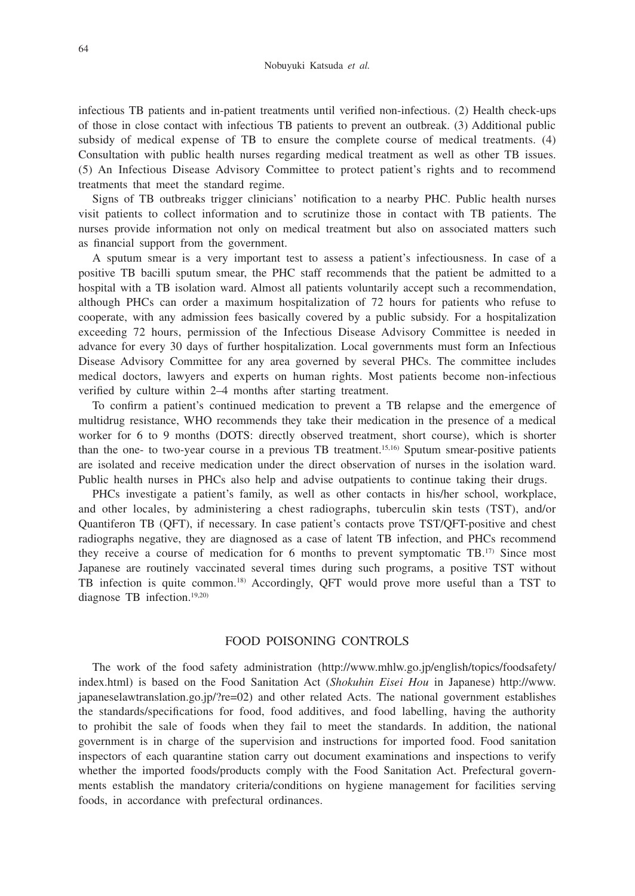infectious TB patients and in-patient treatments until verified non-infectious. (2) Health check-ups of those in close contact with infectious TB patients to prevent an outbreak. (3) Additional public subsidy of medical expense of TB to ensure the complete course of medical treatments. (4) Consultation with public health nurses regarding medical treatment as well as other TB issues. (5) An Infectious Disease Advisory Committee to protect patient's rights and to recommend treatments that meet the standard regime.

Signs of TB outbreaks trigger clinicians' notification to a nearby PHC. Public health nurses visit patients to collect information and to scrutinize those in contact with TB patients. The nurses provide information not only on medical treatment but also on associated matters such as financial support from the government.

A sputum smear is a very important test to assess a patient's infectiousness. In case of a positive TB bacilli sputum smear, the PHC staff recommends that the patient be admitted to a hospital with a TB isolation ward. Almost all patients voluntarily accept such a recommendation, although PHCs can order a maximum hospitalization of 72 hours for patients who refuse to cooperate, with any admission fees basically covered by a public subsidy. For a hospitalization exceeding 72 hours, permission of the Infectious Disease Advisory Committee is needed in advance for every 30 days of further hospitalization. Local governments must form an Infectious Disease Advisory Committee for any area governed by several PHCs. The committee includes medical doctors, lawyers and experts on human rights. Most patients become non-infectious verified by culture within 2–4 months after starting treatment.

To confirm a patient's continued medication to prevent a TB relapse and the emergence of multidrug resistance, WHO recommends they take their medication in the presence of a medical worker for 6 to 9 months (DOTS: directly observed treatment, short course), which is shorter than the one- to two-year course in a previous TB treatment.[15,16] Sputum smear-positive patients are isolated and receive medication under the direct observation of nurses in the isolation ward. Public health nurses in PHCs also help and advise outpatients to continue taking their drugs.

PHCs investigate a patient's family, as well as other contacts in his/her school, workplace, and other locales, by administering a chest radiographs, tuberculin skin tests (TST), and/or Quantiferon TB (QFT), if necessary. In case patient's contacts prove TST/QFT-positive and chest radiographs negative, they are diagnosed as a case of latent TB infection, and PHCs recommend they receive a course of medication for 6 months to prevent symptomatic TB.[17] Since most Japanese are routinely vaccinated several times during such programs, a positive TST without TB infection is quite common.[18] Accordingly, QFT would prove more useful than a TST to diagnose TB infection.[19,20]

## FOOD POISONING CONTROLS

The work of the food safety administration (http://www.mhlw.go.jp/english/topics/foodsafety/index.html) is based on the Food Sanitation Act (*Shokuhin Eisei Hou* in Japanese) http://www.japaneselawtranslation.go.jp/?re=02) and other related Acts. The national government establishes the standards/specifications for food, food additives, and food labelling, having the authority to prohibit the sale of foods when they fail to meet the standards. In addition, the national government is in charge of the supervision and instructions for imported food. Food sanitation inspectors of each quarantine station carry out document examinations and inspections to verify whether the imported foods/products comply with the Food Sanitation Act. Prefectural governments establish the mandatory criteria/conditions on hygiene management for facilities serving foods, in accordance with prefectural ordinances.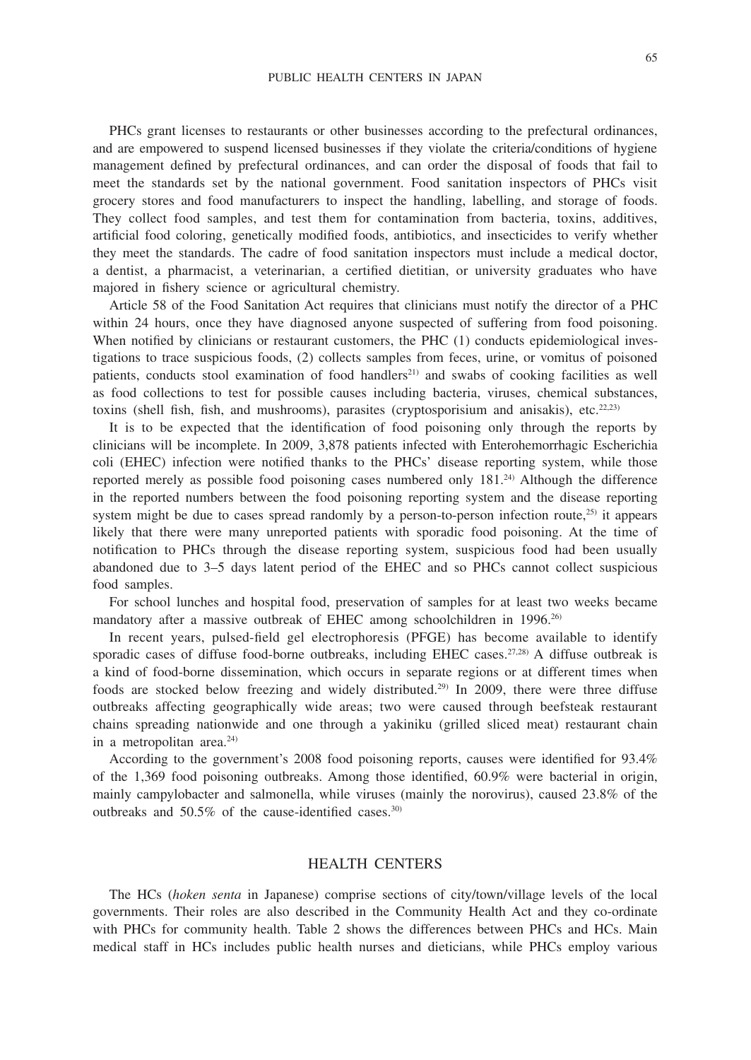PHCs grant licenses to restaurants or other businesses according to the prefectural ordinances, and are empowered to suspend licensed businesses if they violate the criteria/conditions of hygiene management defined by prefectural ordinances, and can order the disposal of foods that fail to meet the standards set by the national government. Food sanitation inspectors of PHCs visit grocery stores and food manufacturers to inspect the handling, labelling, and storage of foods. They collect food samples, and test them for contamination from bacteria, toxins, additives, artificial food coloring, genetically modified foods, antibiotics, and insecticides to verify whether they meet the standards. The cadre of food sanitation inspectors must include a medical doctor, a dentist, a pharmacist, a veterinarian, a certified dietitian, or university graduates who have majored in fishery science or agricultural chemistry.

Article 58 of the Food Sanitation Act requires that clinicians must notify the director of a PHC within 24 hours, once they have diagnosed anyone suspected of suffering from food poisoning. When notified by clinicians or restaurant customers, the PHC (1) conducts epidemiological investigations to trace suspicious foods, (2) collects samples from feces, urine, or vomitus of poisoned patients, conducts stool examination of food handlers[21] and swabs of cooking facilities as well as food collections to test for possible causes including bacteria, viruses, chemical substances, toxins (shell fish, fish, and mushrooms), parasites (cryptosporisium and anisakis), etc.[22,23]

It is to be expected that the identification of food poisoning only through the reports by clinicians will be incomplete. In 2009, 3,878 patients infected with Enterohemorrhagic Escherichia coli (EHEC) infection were notified thanks to the PHCs' disease reporting system, while those reported merely as possible food poisoning cases numbered only 181.[24] Although the difference in the reported numbers between the food poisoning reporting system and the disease reporting system might be due to cases spread randomly by a person-to-person infection route,[25] it appears likely that there were many unreported patients with sporadic food poisoning. At the time of notification to PHCs through the disease reporting system, suspicious food had been usually abandoned due to 3–5 days latent period of the EHEC and so PHCs cannot collect suspicious food samples.

For school lunches and hospital food, preservation of samples for at least two weeks became mandatory after a massive outbreak of EHEC among schoolchildren in 1996.[26]

In recent years, pulsed-field gel electrophoresis (PFGE) has become available to identify sporadic cases of diffuse food-borne outbreaks, including EHEC cases.[27,28] A diffuse outbreak is a kind of food-borne dissemination, which occurs in separate regions or at different times when foods are stocked below freezing and widely distributed.[29] In 2009, there were three diffuse outbreaks affecting geographically wide areas; two were caused through beefsteak restaurant chains spreading nationwide and one through a yakiniku (grilled sliced meat) restaurant chain in a metropolitan area.[24]

According to the government's 2008 food poisoning reports, causes were identified for 93.4% of the 1,369 food poisoning outbreaks. Among those identified, 60.9% were bacterial in origin, mainly campylobacter and salmonella, while viruses (mainly the norovirus), caused 23.8% of the outbreaks and 50.5% of the cause-identified cases.[30]

## HEALTH CENTERS

The HCs (*hoken senta* in Japanese) comprise sections of city/town/village levels of the local governments. Their roles are also described in the Community Health Act and they co-ordinate with PHCs for community health. Table 2 shows the differences between PHCs and HCs. Main medical staff in HCs includes public health nurses and dieticians, while PHCs employ various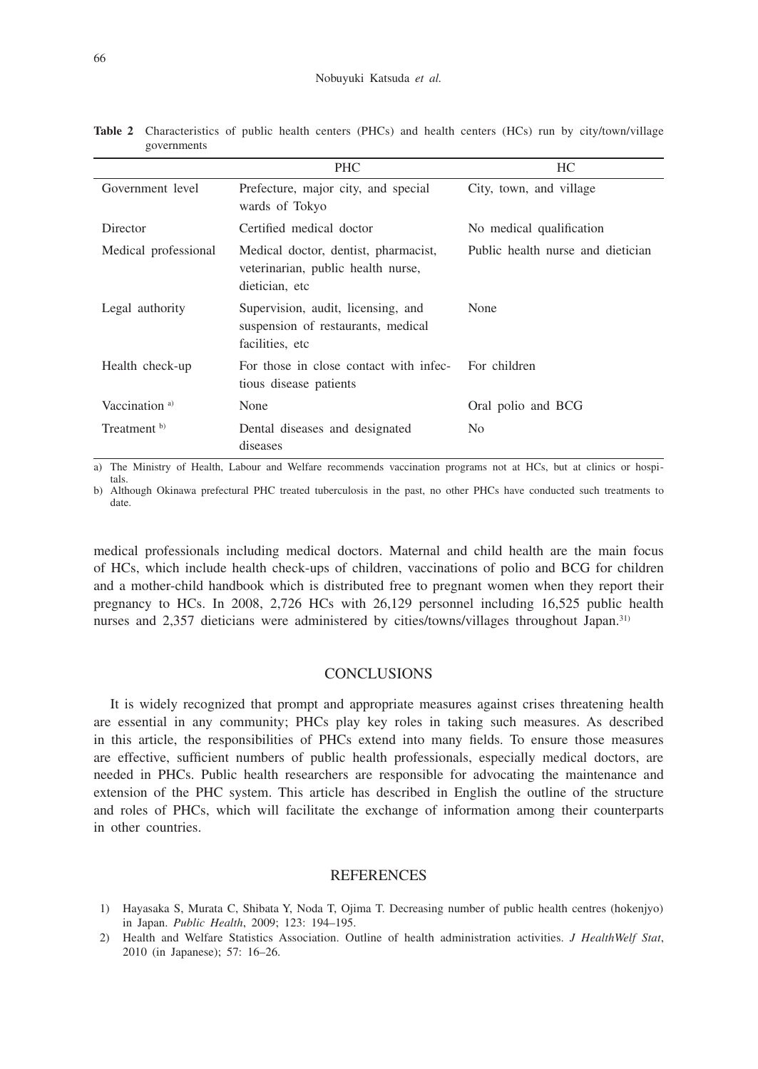**Table 2** Characteristics of public health centers (PHCs) and health centers (HCs) run by city/town/village governments

| | PHC | HC |
|---|---|---|
| Government level | Prefecture, major city, and special wards of Tokyo | City, town, and village |
| Director | Certified medical doctor | No medical qualification |
| Medical professional | Medical doctor, dentist, pharmacist, veterinarian, public health nurse, dietician, etc | Public health nurse and dietician |
| Legal authority | Supervision, audit, licensing, and suspension of restaurants, medical facilities, etc | None |
| Health check-up | For those in close contact with infectious disease patients | For children |
| Vaccination [a] | None | Oral polio and BCG |
| Treatment [b] | Dental diseases and designated diseases | No |

a) The Ministry of Health, Labour and Welfare recommends vaccination programs not at HCs, but at clinics or hospitals.

b) Although Okinawa prefectural PHC treated tuberculosis in the past, no other PHCs have conducted such treatments to date.

medical professionals including medical doctors. Maternal and child health are the main focus of HCs, which include health check-ups of children, vaccinations of polio and BCG for children and a mother-child handbook which is distributed free to pregnant women when they report their pregnancy to HCs. In 2008, 2,726 HCs with 26,129 personnel including 16,525 public health nurses and 2,357 dieticians were administered by cities/towns/villages throughout Japan.[31]

## CONCLUSIONS

It is widely recognized that prompt and appropriate measures against crises threatening health are essential in any community; PHCs play key roles in taking such measures. As described in this article, the responsibilities of PHCs extend into many fields. To ensure those measures are effective, sufficient numbers of public health professionals, especially medical doctors, are needed in PHCs. Public health researchers are responsible for advocating the maintenance and extension of the PHC system. This article has described in English the outline of the structure and roles of PHCs, which will facilitate the exchange of information among their counterparts in other countries.

## REFERENCES

1) Hayasaka S, Murata C, Shibata Y, Noda T, Ojima T. Decreasing number of public health centres (hokenjyo) in Japan. *Public Health*, 2009; 123: 194–195.
2) Health and Welfare Statistics Association. Outline of health administration activities. *J HealthWelf Stat*, 2010 (in Japanese); 57: 16–26.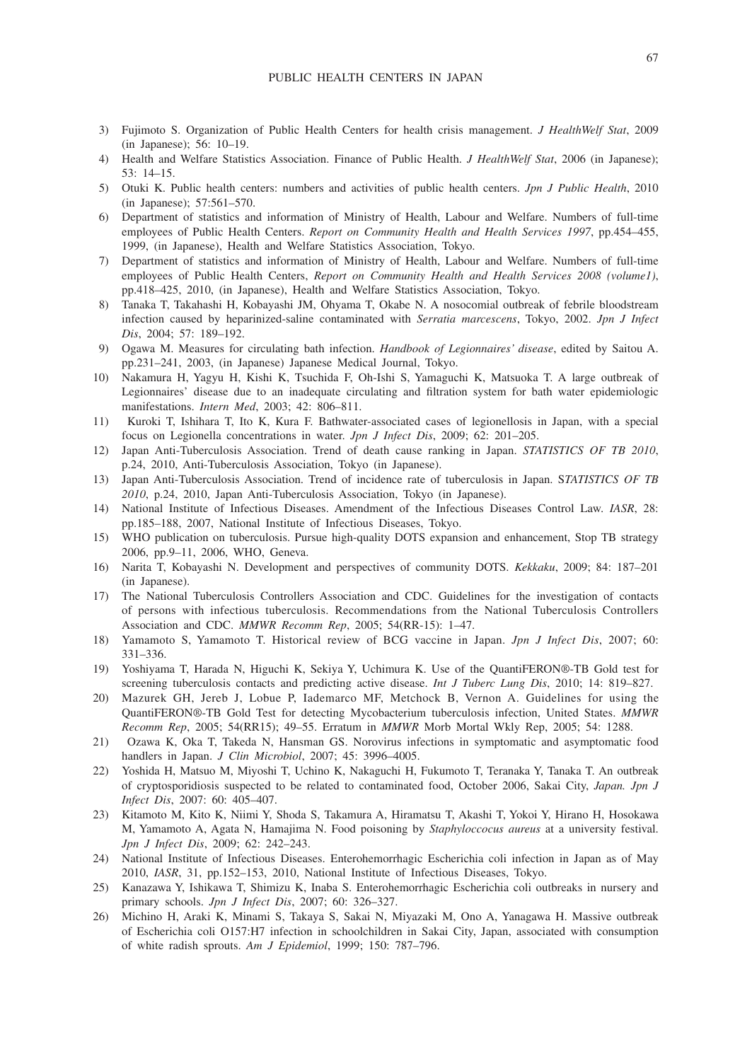3) Fujimoto S. Organization of Public Health Centers for health crisis management. *J HealthWelf Stat*, 2009 (in Japanese); 56: 10–19.
4) Health and Welfare Statistics Association. Finance of Public Health. *J HealthWelf Stat*, 2006 (in Japanese); 53: 14–15.
5) Otuki K. Public health centers: numbers and activities of public health centers. *Jpn J Public Health*, 2010 (in Japanese); 57:561–570.
6) Department of statistics and information of Ministry of Health, Labour and Welfare. Numbers of full-time employees of Public Health Centers. *Report on Community Health and Health Services 1997*, pp.454–455, 1999, (in Japanese), Health and Welfare Statistics Association, Tokyo.
7) Department of statistics and information of Ministry of Health, Labour and Welfare. Numbers of full-time employees of Public Health Centers, *Report on Community Health and Health Services 2008 (volume1)*, pp.418–425, 2010, (in Japanese), Health and Welfare Statistics Association, Tokyo.
8) Tanaka T, Takahashi H, Kobayashi JM, Ohyama T, Okabe N. A nosocomial outbreak of febrile bloodstream infection caused by heparinized-saline contaminated with *Serratia marcescens*, Tokyo, 2002. *Jpn J Infect Dis*, 2004; 57: 189–192.
9) Ogawa M. Measures for circulating bath infection. *Handbook of Legionnaires' disease*, edited by Saitou A. pp.231–241, 2003, (in Japanese) Japanese Medical Journal, Tokyo.
10) Nakamura H, Yagyu H, Kishi K, Tsuchida F, Oh-Ishi S, Yamaguchi K, Matsuoka T. A large outbreak of Legionnaires' disease due to an inadequate circulating and filtration system for bath water epidemiologic manifestations. *Intern Med*, 2003; 42: 806–811.
11) Kuroki T, Ishihara T, Ito K, Kura F. Bathwater-associated cases of legionellosis in Japan, with a special focus on Legionella concentrations in water. *Jpn J Infect Dis*, 2009; 62: 201–205.
12) Japan Anti-Tuberculosis Association. Trend of death cause ranking in Japan. *STATISTICS OF TB 2010*, p.24, 2010, Anti-Tuberculosis Association, Tokyo (in Japanese).
13) Japan Anti-Tuberculosis Association. Trend of incidence rate of tuberculosis in Japan. *STATISTICS OF TB 2010*, p.24, 2010, Japan Anti-Tuberculosis Association, Tokyo (in Japanese).
14) National Institute of Infectious Diseases. Amendment of the Infectious Diseases Control Law. *IASR*, 28: pp.185–188, 2007, National Institute of Infectious Diseases, Tokyo.
15) WHO publication on tuberculosis. Pursue high-quality DOTS expansion and enhancement, Stop TB strategy 2006, pp.9–11, 2006, WHO, Geneva.
16) Narita T, Kobayashi N. Development and perspectives of community DOTS. *Kekkaku*, 2009; 84: 187–201 (in Japanese).
17) The National Tuberculosis Controllers Association and CDC. Guidelines for the investigation of contacts of persons with infectious tuberculosis. Recommendations from the National Tuberculosis Controllers Association and CDC. *MMWR Recomm Rep*, 2005; 54(RR-15): 1–47.
18) Yamamoto S, Yamamoto T. Historical review of BCG vaccine in Japan. *Jpn J Infect Dis*, 2007; 60: 331–336.
19) Yoshiyama T, Harada N, Higuchi K, Sekiya Y, Uchimura K. Use of the QuantiFERON®-TB Gold test for screening tuberculosis contacts and predicting active disease. *Int J Tuberc Lung Dis*, 2010; 14: 819–827.
20) Mazurek GH, Jereb J, Lobue P, Iademarco MF, Metchock B, Vernon A. Guidelines for using the QuantiFERON®-TB Gold Test for detecting Mycobacterium tuberculosis infection, United States. *MMWR Recomm Rep*, 2005; 54(RR15); 49–55. Erratum in *MMWR* Morb Mortal Wkly Rep, 2005; 54: 1288.
21) Ozawa K, Oka T, Takeda N, Hansman GS. Norovirus infections in symptomatic and asymptomatic food handlers in Japan. *J Clin Microbiol*, 2007; 45: 3996–4005.
22) Yoshida H, Matsuo M, Miyoshi T, Uchino K, Nakaguchi H, Fukumoto T, Teranaka Y, Tanaka T. An outbreak of cryptosporidiosis suspected to be related to contaminated food, October 2006, Sakai City, *Japan. Jpn J Infect Dis*, 2007: 60: 405–407.
23) Kitamoto M, Kito K, Niimi Y, Shoda S, Takamura A, Hiramatsu T, Akashi T, Yokoi Y, Hirano H, Hosokawa M, Yamamoto A, Agata N, Hamajima N. Food poisoning by *Staphyloccocus aureus* at a university festival. *Jpn J Infect Dis*, 2009; 62: 242–243.
24) National Institute of Infectious Diseases. Enterohemorrhagic Escherichia coli infection in Japan as of May 2010, *IASR*, 31, pp.152–153, 2010, National Institute of Infectious Diseases, Tokyo.
25) Kanazawa Y, Ishikawa T, Shimizu K, Inaba S. Enterohemorrhagic Escherichia coli outbreaks in nursery and primary schools. *Jpn J Infect Dis*, 2007; 60: 326–327.
26) Michino H, Araki K, Minami S, Takaya S, Sakai N, Miyazaki M, Ono A, Yanagawa H. Massive outbreak of Escherichia coli O157:H7 infection in schoolchildren in Sakai City, Japan, associated with consumption of white radish sprouts. *Am J Epidemiol*, 1999; 150: 787–796.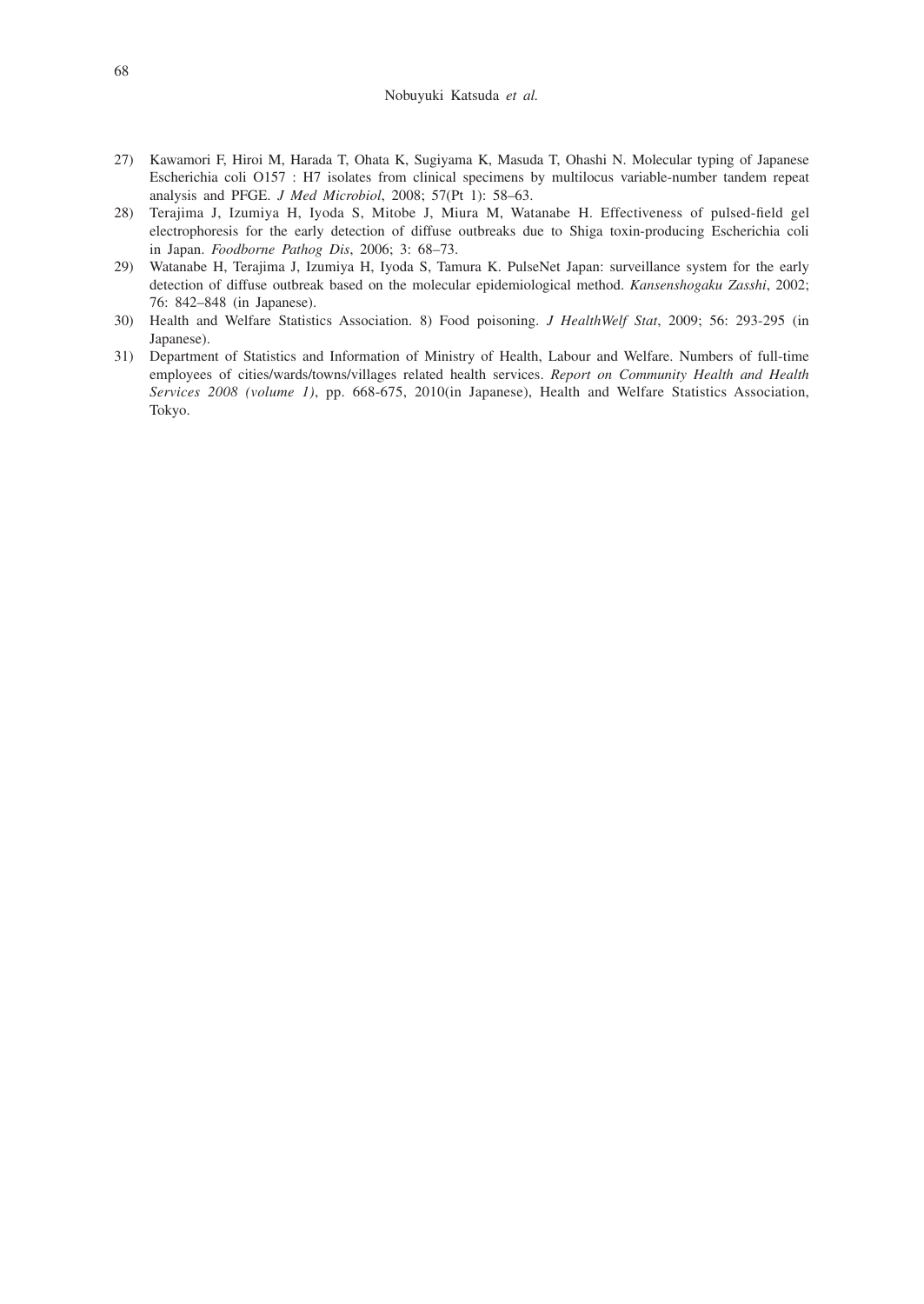27) Kawamori F, Hiroi M, Harada T, Ohata K, Sugiyama K, Masuda T, Ohashi N. Molecular typing of Japanese Escherichia coli O157 : H7 isolates from clinical specimens by multilocus variable-number tandem repeat analysis and PFGE. *J Med Microbiol*, 2008; 57(Pt 1): 58–63.
28) Terajima J, Izumiya H, Iyoda S, Mitobe J, Miura M, Watanabe H. Effectiveness of pulsed-field gel electrophoresis for the early detection of diffuse outbreaks due to Shiga toxin-producing Escherichia coli in Japan. *Foodborne Pathog Dis*, 2006; 3: 68–73.
29) Watanabe H, Terajima J, Izumiya H, Iyoda S, Tamura K. PulseNet Japan: surveillance system for the early detection of diffuse outbreak based on the molecular epidemiological method. *Kansenshogaku Zasshi*, 2002; 76: 842–848 (in Japanese).
30) Health and Welfare Statistics Association. 8) Food poisoning. *J HealthWelf Stat*, 2009; 56: 293-295 (in Japanese).
31) Department of Statistics and Information of Ministry of Health, Labour and Welfare. Numbers of full-time employees of cities/wards/towns/villages related health services. *Report on Community Health and Health Services 2008 (volume 1)*, pp. 668-675, 2010(in Japanese), Health and Welfare Statistics Association, Tokyo.